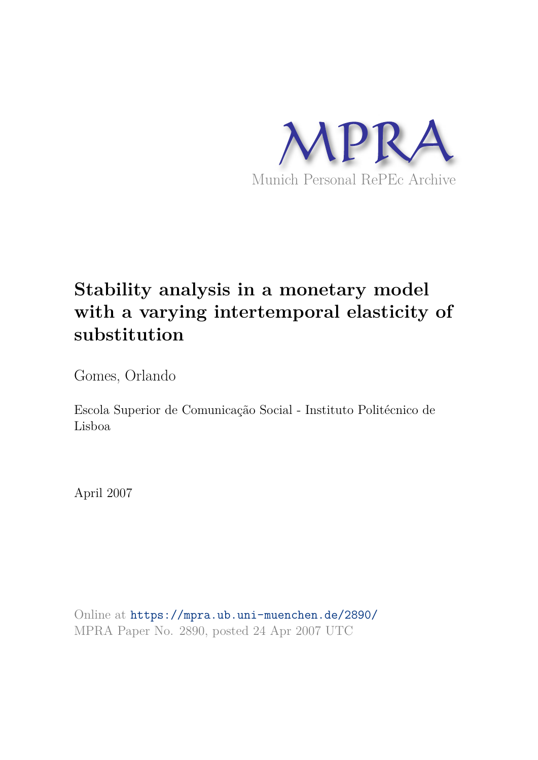MPRA

Munich Personal RePEc Archive

# Stability analysis in a monetary model with a varying intertemporal elasticity of substitution

Gomes, Orlando

Escola Superior de Comunicação Social - Instituto Politécnico de Lisboa

April 2007

Online at https://mpra.ub.uni-muenchen.de/2890/
MPRA Paper No. 2890, posted 24 Apr 2007 UTC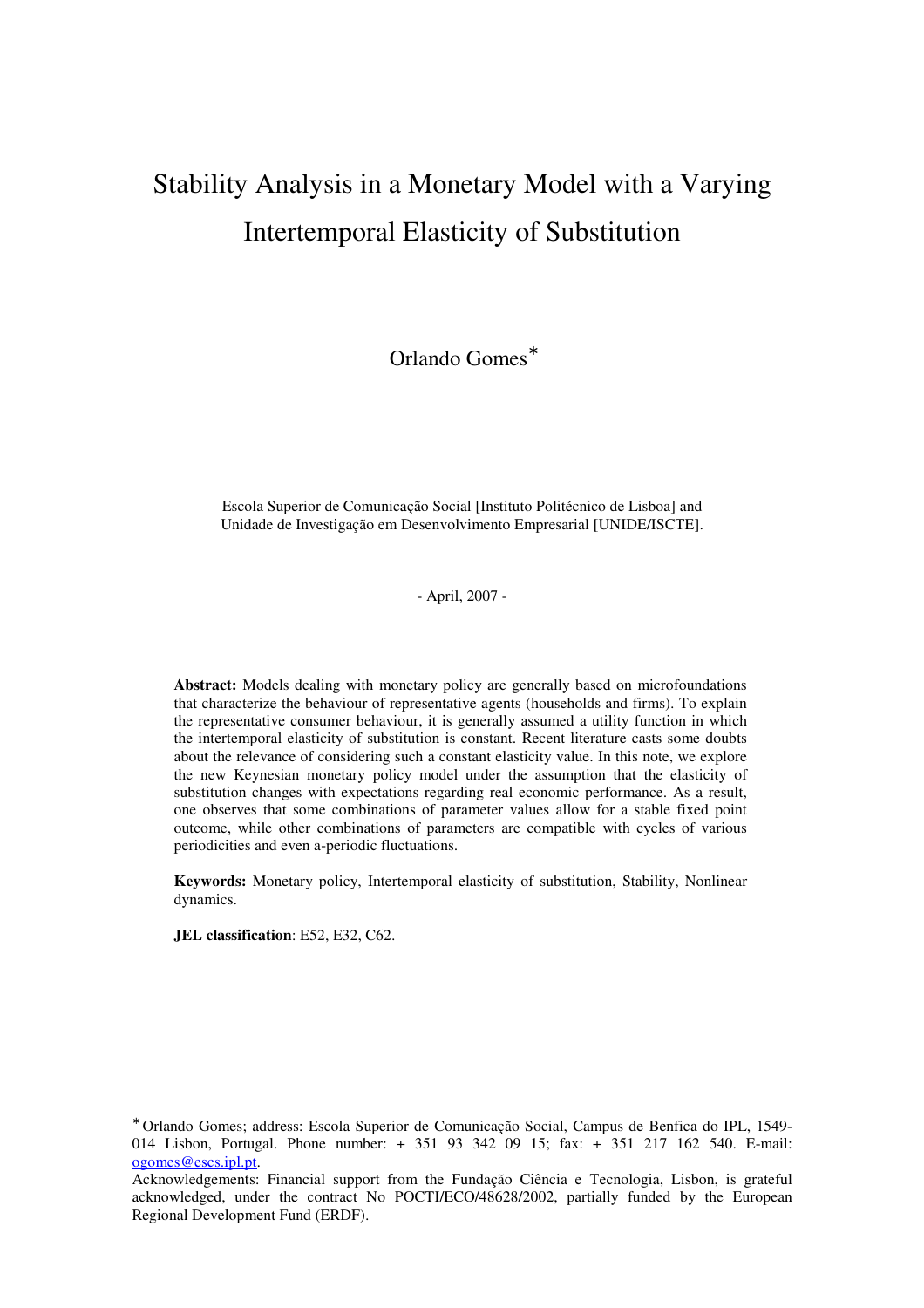# Stability Analysis in a Monetary Model with a Varying Intertemporal Elasticity of Substitution

Orlando Gomes*

Escola Superior de Comunicação Social [Instituto Politécnico de Lisboa] and Unidade de Investigação em Desenvolvimento Empresarial [UNIDE/ISCTE].

- April, 2007 -

**Abstract:** Models dealing with monetary policy are generally based on microfoundations that characterize the behaviour of representative agents (households and firms). To explain the representative consumer behaviour, it is generally assumed a utility function in which the intertemporal elasticity of substitution is constant. Recent literature casts some doubts about the relevance of considering such a constant elasticity value. In this note, we explore the new Keynesian monetary policy model under the assumption that the elasticity of substitution changes with expectations regarding real economic performance. As a result, one observes that some combinations of parameter values allow for a stable fixed point outcome, while other combinations of parameters are compatible with cycles of various periodicities and even a-periodic fluctuations.

**Keywords:** Monetary policy, Intertemporal elasticity of substitution, Stability, Nonlinear dynamics.

**JEL classification**: E52, E32, C62.

---

* Orlando Gomes; address: Escola Superior de Comunicação Social, Campus de Benfica do IPL, 1549-014 Lisbon, Portugal. Phone number: + 351 93 342 09 15; fax: + 351 217 162 540. E-mail: ogomes@escs.ipl.pt.

Acknowledgements: Financial support from the Fundação Ciência e Tecnologia, Lisbon, is grateful acknowledged, under the contract No POCTI/ECO/48628/2002, partially funded by the European Regional Development Fund (ERDF).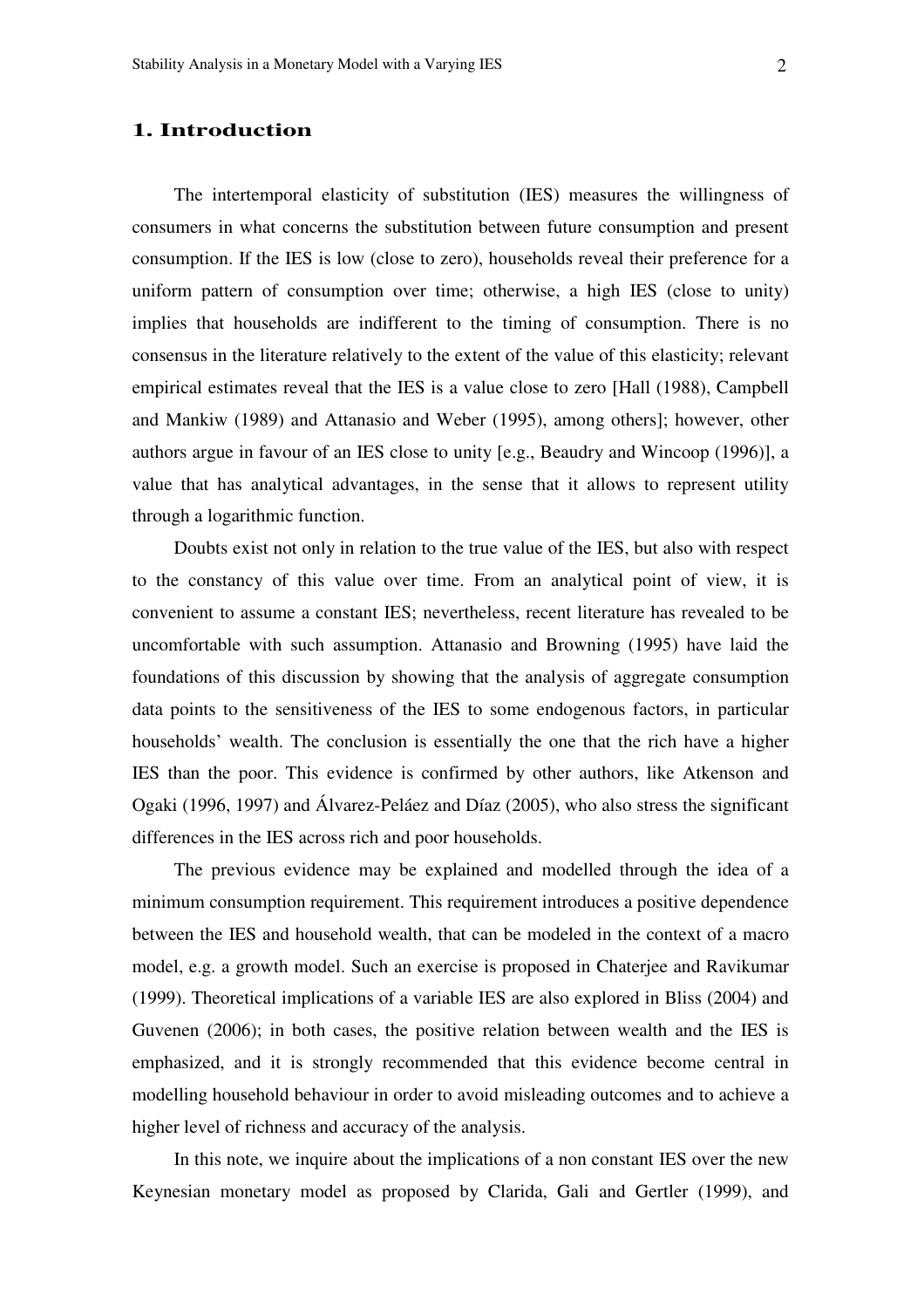## 1. Introduction

The intertemporal elasticity of substitution (IES) measures the willingness of consumers in what concerns the substitution between future consumption and present consumption. If the IES is low (close to zero), households reveal their preference for a uniform pattern of consumption over time; otherwise, a high IES (close to unity) implies that households are indifferent to the timing of consumption. There is no consensus in the literature relatively to the extent of the value of this elasticity; relevant empirical estimates reveal that the IES is a value close to zero [Hall (1988), Campbell and Mankiw (1989) and Attanasio and Weber (1995), among others]; however, other authors argue in favour of an IES close to unity [e.g., Beaudry and Wincoop (1996)], a value that has analytical advantages, in the sense that it allows to represent utility through a logarithmic function.

Doubts exist not only in relation to the true value of the IES, but also with respect to the constancy of this value over time. From an analytical point of view, it is convenient to assume a constant IES; nevertheless, recent literature has revealed to be uncomfortable with such assumption. Attanasio and Browning (1995) have laid the foundations of this discussion by showing that the analysis of aggregate consumption data points to the sensitiveness of the IES to some endogenous factors, in particular households' wealth. The conclusion is essentially the one that the rich have a higher IES than the poor. This evidence is confirmed by other authors, like Atkenson and Ogaki (1996, 1997) and Álvarez-Peláez and Díaz (2005), who also stress the significant differences in the IES across rich and poor households.

The previous evidence may be explained and modelled through the idea of a minimum consumption requirement. This requirement introduces a positive dependence between the IES and household wealth, that can be modeled in the context of a macro model, e.g. a growth model. Such an exercise is proposed in Chaterjee and Ravikumar (1999). Theoretical implications of a variable IES are also explored in Bliss (2004) and Guvenen (2006); in both cases, the positive relation between wealth and the IES is emphasized, and it is strongly recommended that this evidence become central in modelling household behaviour in order to avoid misleading outcomes and to achieve a higher level of richness and accuracy of the analysis.

In this note, we inquire about the implications of a non constant IES over the new Keynesian monetary model as proposed by Clarida, Gali and Gertler (1999), and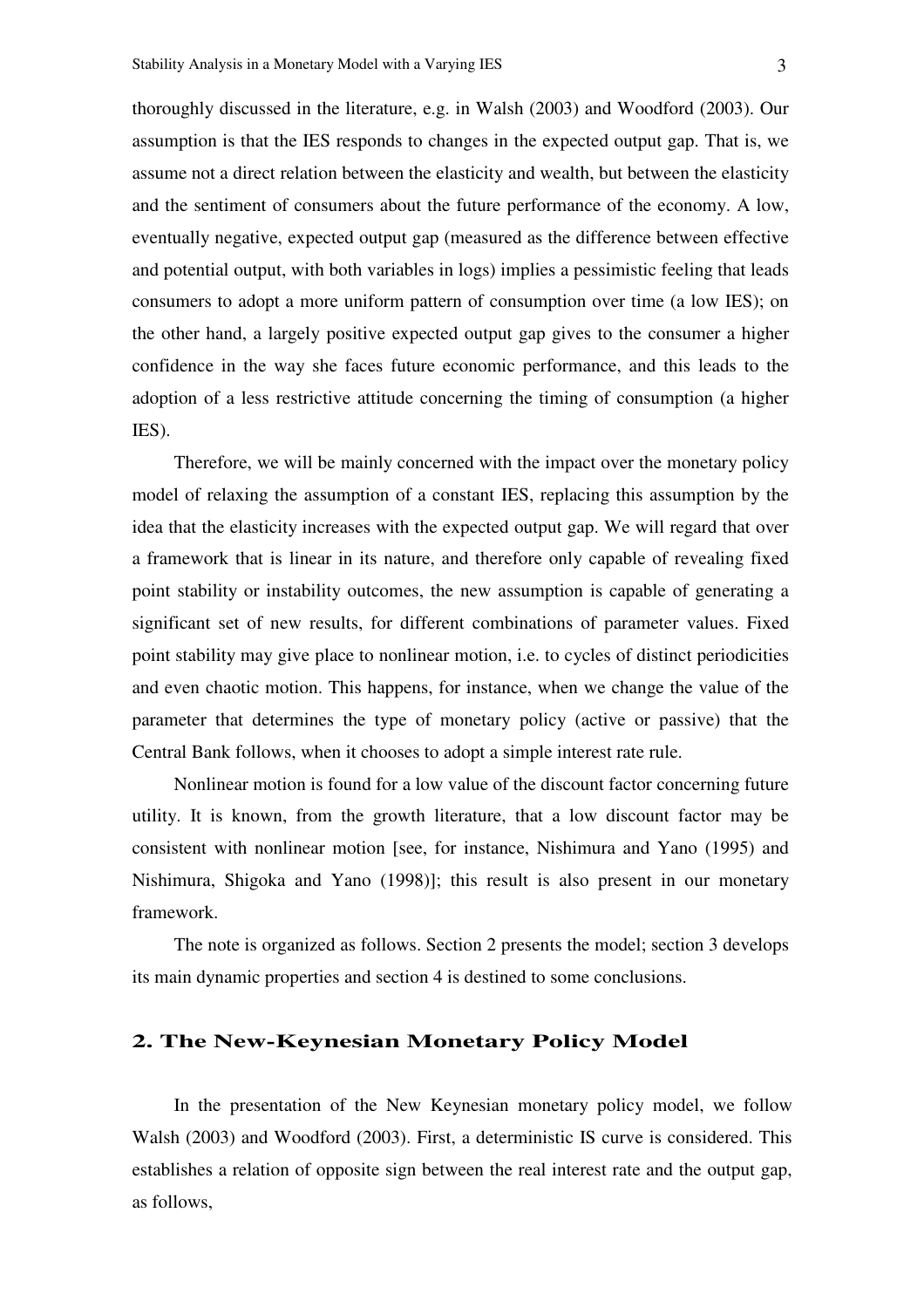thoroughly discussed in the literature, e.g. in Walsh (2003) and Woodford (2003). Our assumption is that the IES responds to changes in the expected output gap. That is, we assume not a direct relation between the elasticity and wealth, but between the elasticity and the sentiment of consumers about the future performance of the economy. A low, eventually negative, expected output gap (measured as the difference between effective and potential output, with both variables in logs) implies a pessimistic feeling that leads consumers to adopt a more uniform pattern of consumption over time (a low IES); on the other hand, a largely positive expected output gap gives to the consumer a higher confidence in the way she faces future economic performance, and this leads to the adoption of a less restrictive attitude concerning the timing of consumption (a higher IES).

Therefore, we will be mainly concerned with the impact over the monetary policy model of relaxing the assumption of a constant IES, replacing this assumption by the idea that the elasticity increases with the expected output gap. We will regard that over a framework that is linear in its nature, and therefore only capable of revealing fixed point stability or instability outcomes, the new assumption is capable of generating a significant set of new results, for different combinations of parameter values. Fixed point stability may give place to nonlinear motion, i.e. to cycles of distinct periodicities and even chaotic motion. This happens, for instance, when we change the value of the parameter that determines the type of monetary policy (active or passive) that the Central Bank follows, when it chooses to adopt a simple interest rate rule.

Nonlinear motion is found for a low value of the discount factor concerning future utility. It is known, from the growth literature, that a low discount factor may be consistent with nonlinear motion [see, for instance, Nishimura and Yano (1995) and Nishimura, Shigoka and Yano (1998)]; this result is also present in our monetary framework.

The note is organized as follows. Section 2 presents the model; section 3 develops its main dynamic properties and section 4 is destined to some conclusions.

## 2. The New-Keynesian Monetary Policy Model

In the presentation of the New Keynesian monetary policy model, we follow Walsh (2003) and Woodford (2003). First, a deterministic IS curve is considered. This establishes a relation of opposite sign between the real interest rate and the output gap, as follows,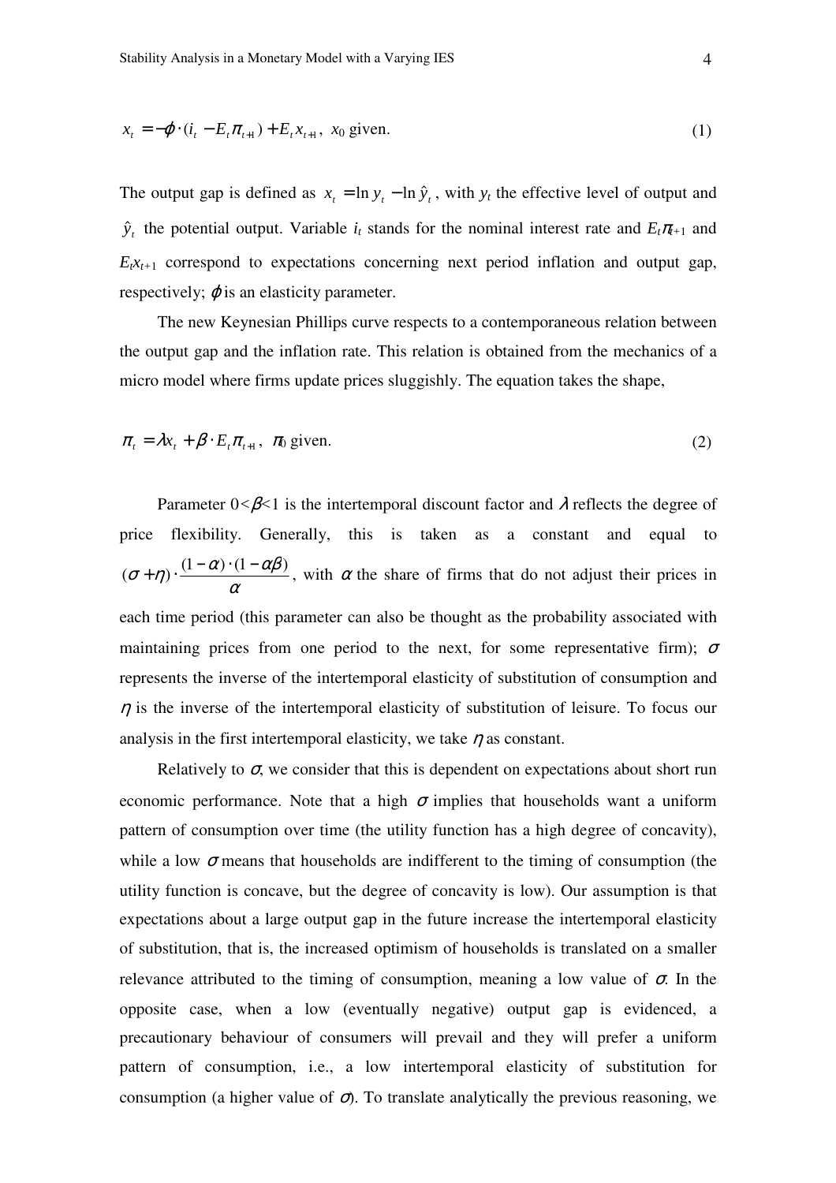$$x_t = -\phi \cdot (i_t - E_t \pi_{t+1}) + E_t x_{t+1}, \; x_0 \text{ given.} \quad (1)$$

The output gap is defined as $x_t = \ln y_t - \ln \hat{y}_t$, with $y_t$ the effective level of output and $\hat{y}_t$ the potential output. Variable $i_t$ stands for the nominal interest rate and $E_t\pi_{t+1}$ and $E_t x_{t+1}$ correspond to expectations concerning next period inflation and output gap, respectively; $\phi$ is an elasticity parameter.

The new Keynesian Phillips curve respects to a contemporaneous relation between the output gap and the inflation rate. This relation is obtained from the mechanics of a micro model where firms update prices sluggishly. The equation takes the shape,

$$\pi_t = \lambda x_t + \beta \cdot E_t \pi_{t+1}, \; \pi_0 \text{ given.} \quad (2)$$

Parameter $0<\beta<1$ is the intertemporal discount factor and $\lambda$ reflects the degree of price flexibility. Generally, this is taken as a constant and equal to $(\sigma + \eta) \cdot \frac{(1-\alpha) \cdot (1-\alpha\beta)}{\alpha}$, with $\alpha$ the share of firms that do not adjust their prices in each time period (this parameter can also be thought as the probability associated with maintaining prices from one period to the next, for some representative firm); $\sigma$ represents the inverse of the intertemporal elasticity of substitution of consumption and $\eta$ is the inverse of the intertemporal elasticity of substitution of leisure. To focus our analysis in the first intertemporal elasticity, we take $\eta$ as constant.

Relatively to $\sigma$, we consider that this is dependent on expectations about short run economic performance. Note that a high $\sigma$ implies that households want a uniform pattern of consumption over time (the utility function has a high degree of concavity), while a low $\sigma$ means that households are indifferent to the timing of consumption (the utility function is concave, but the degree of concavity is low). Our assumption is that expectations about a large output gap in the future increase the intertemporal elasticity of substitution, that is, the increased optimism of households is translated on a smaller relevance attributed to the timing of consumption, meaning a low value of $\sigma$. In the opposite case, when a low (eventually negative) output gap is evidenced, a precautionary behaviour of consumers will prevail and they will prefer a uniform pattern of consumption, i.e., a low intertemporal elasticity of substitution for consumption (a higher value of $\sigma$). To translate analytically the previous reasoning, we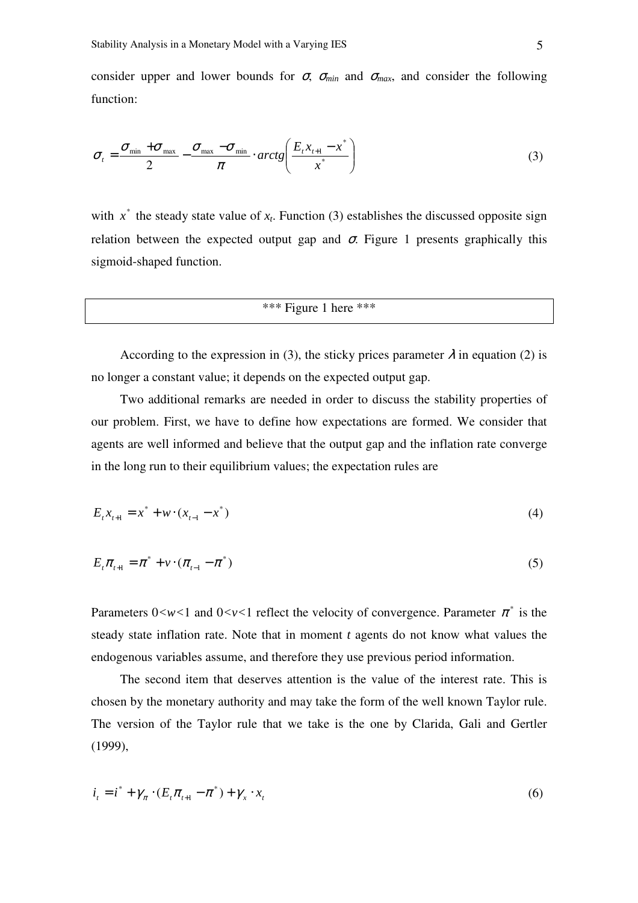consider upper and lower bounds for $\sigma$, $\sigma_{min}$ and $\sigma_{max}$, and consider the following function:

$$\sigma_t = \frac{\sigma_{\min} + \sigma_{\max}}{2} - \frac{\sigma_{\max} - \sigma_{\min}}{\pi} \cdot arctg\left(\frac{E_t x_{t+1} - x^*}{x^*}\right) \tag{3}$$

with $x^*$ the steady state value of $x_t$. Function (3) establishes the discussed opposite sign relation between the expected output gap and $\sigma$. Figure 1 presents graphically this sigmoid-shaped function.

*** Figure 1 here ***

According to the expression in (3), the sticky prices parameter $\lambda$ in equation (2) is no longer a constant value; it depends on the expected output gap.

Two additional remarks are needed in order to discuss the stability properties of our problem. First, we have to define how expectations are formed. We consider that agents are well informed and believe that the output gap and the inflation rate converge in the long run to their equilibrium values; the expectation rules are

$$E_t x_{t+1} = x^* + w \cdot (x_{t-1} - x^*) \tag{4}$$

$$E_t \pi_{t+1} = \pi^* + v \cdot (\pi_{t-1} - \pi^*) \tag{5}$$

Parameters $0<w<1$ and $0<v<1$ reflect the velocity of convergence. Parameter $\pi^*$ is the steady state inflation rate. Note that in moment $t$ agents do not know what values the endogenous variables assume, and therefore they use previous period information.

The second item that deserves attention is the value of the interest rate. This is chosen by the monetary authority and may take the form of the well known Taylor rule. The version of the Taylor rule that we take is the one by Clarida, Gali and Gertler (1999),

$$i_t = i^* + \gamma_\pi \cdot (E_t \pi_{t+1} - \pi^*) + \gamma_x \cdot x_t \tag{6}$$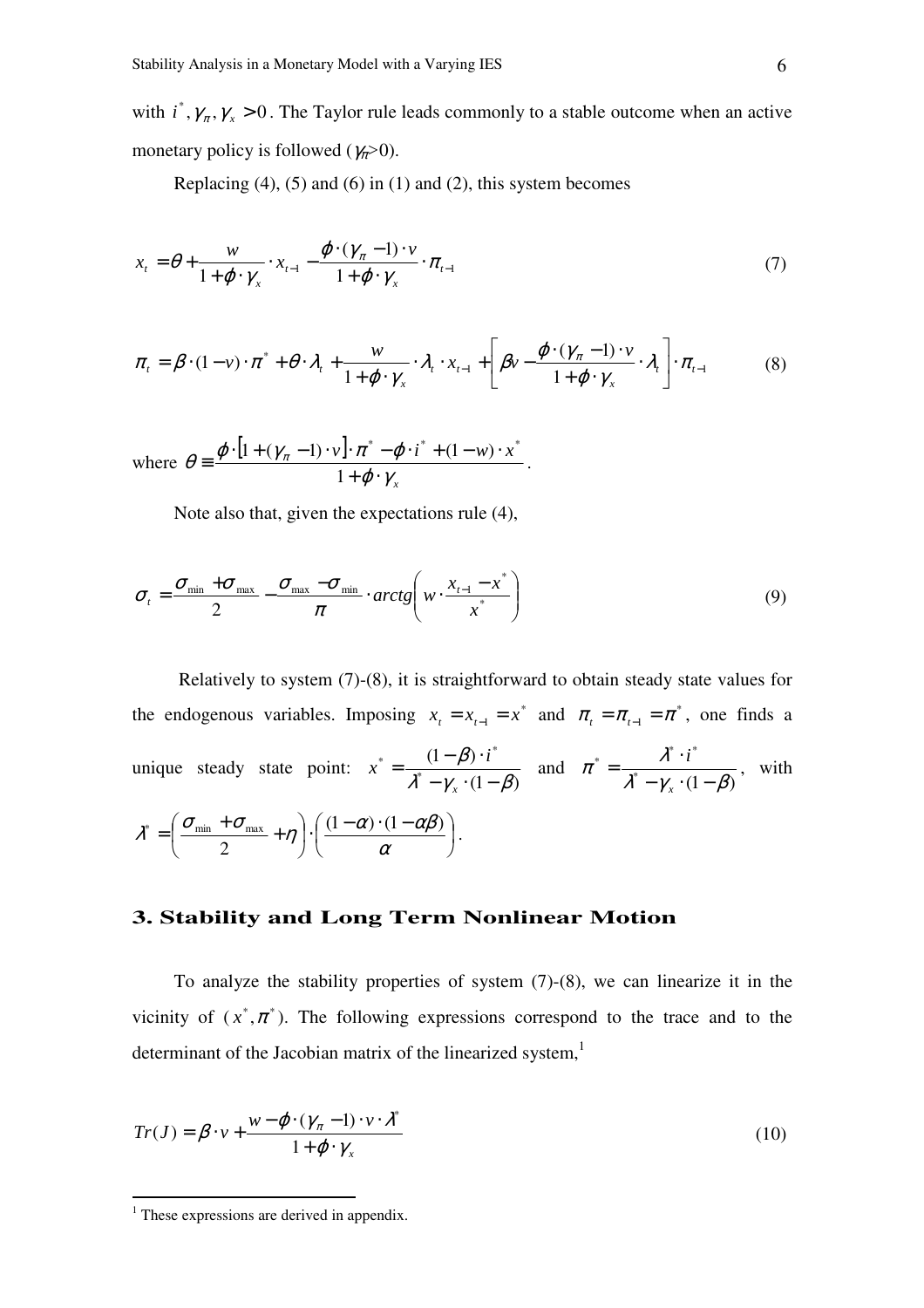with $i^*, \gamma_\pi, \gamma_x > 0$. The Taylor rule leads commonly to a stable outcome when an active monetary policy is followed ($\gamma_\pi$>0).

Replacing (4), (5) and (6) in (1) and (2), this system becomes

$$x_t = \theta + \frac{w}{1+\phi\cdot\gamma_x}\cdot x_{t-1} - \frac{\phi\cdot(\gamma_\pi - 1)\cdot v}{1+\phi\cdot\gamma_x}\cdot \pi_{t-1} \tag{7}$$

$$\pi_t = \beta\cdot(1-v)\cdot\pi^* + \theta\cdot\lambda_t + \frac{w}{1+\phi\cdot\gamma_x}\cdot\lambda_t\cdot x_{t-1} + \left[\beta v - \frac{\phi\cdot(\gamma_\pi - 1)\cdot v}{1+\phi\cdot\gamma_x}\cdot\lambda_t\right]\cdot\pi_{t-1} \tag{8}$$

where $\theta \equiv \dfrac{\phi\cdot[1+(\gamma_\pi - 1)\cdot v]\cdot\pi^* - \phi\cdot i^* + (1-w)\cdot x^*}{1+\phi\cdot\gamma_x}$.

Note also that, given the expectations rule (4),

$$\sigma_t = \frac{\sigma_{\min} + \sigma_{\max}}{2} - \frac{\sigma_{\max} - \sigma_{\min}}{\pi}\cdot arctg\left(w\cdot\frac{x_{t-1} - x^*}{x^*}\right) \tag{9}$$

Relatively to system (7)-(8), it is straightforward to obtain steady state values for the endogenous variables. Imposing $x_t = x_{t-1} = x^*$ and $\pi_t = \pi_{t-1} = \pi^*$, one finds a unique steady state point: $x^* = \dfrac{(1-\beta)\cdot i^*}{\lambda^* - \gamma_x\cdot(1-\beta)}$ and $\pi^* = \dfrac{\lambda^*\cdot i^*}{\lambda^* - \gamma_x\cdot(1-\beta)}$, with $\lambda^* = \left(\dfrac{\sigma_{\min} + \sigma_{\max}}{2} + \eta\right)\cdot\left(\dfrac{(1-\alpha)\cdot(1-\alpha\beta)}{\alpha}\right)$.

## 3. Stability and Long Term Nonlinear Motion

To analyze the stability properties of system (7)-(8), we can linearize it in the vicinity of ($x^*, \pi^*$). The following expressions correspond to the trace and to the determinant of the Jacobian matrix of the linearized system,[1]

$$Tr(J) = \beta\cdot v + \frac{w - \phi\cdot(\gamma_\pi - 1)\cdot v\cdot\lambda^*}{1+\phi\cdot\gamma_x} \tag{10}$$

[1] These expressions are derived in appendix.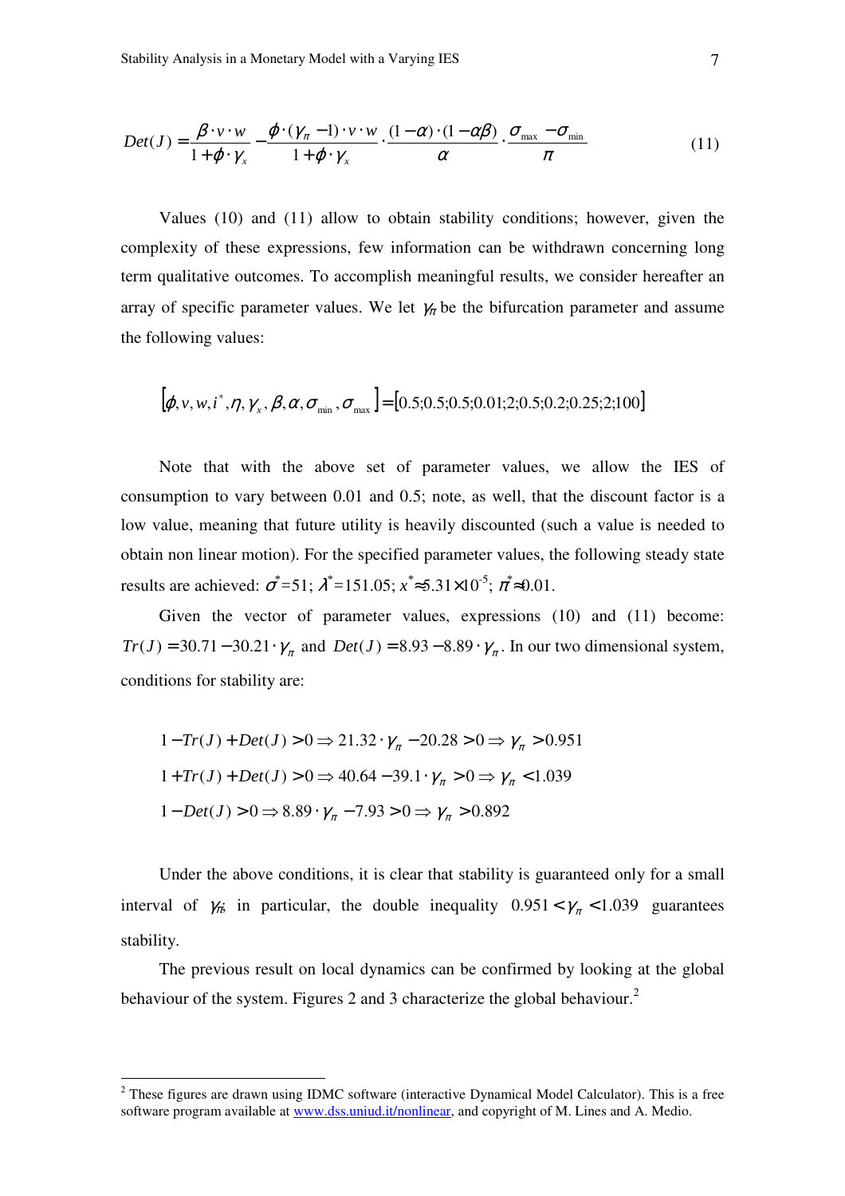$$Det(J) = \frac{\beta \cdot v \cdot w}{1 + \phi \cdot \gamma_x} - \frac{\phi \cdot (\gamma_\pi - 1) \cdot v \cdot w}{1 + \phi \cdot \gamma_x} \cdot \frac{(1-\alpha) \cdot (1 - \alpha\beta)}{\alpha} \cdot \frac{\sigma_{\max} - \sigma_{\min}}{\pi} \tag{11}$$

Values (10) and (11) allow to obtain stability conditions; however, given the complexity of these expressions, few information can be withdrawn concerning long term qualitative outcomes. To accomplish meaningful results, we consider hereafter an array of specific parameter values. We let $\gamma_\pi$ be the bifurcation parameter and assume the following values:

$$\left[\phi, v, w, i^*, \eta, \gamma_x, \beta, \alpha, \sigma_{\min}, \sigma_{\max}\right] = \left[0.5; 0.5; 0.5; 0.01; 2; 0.5; 0.2; 0.25; 2; 100\right]$$

Note that with the above set of parameter values, we allow the IES of consumption to vary between 0.01 and 0.5; note, as well, that the discount factor is a low value, meaning that future utility is heavily discounted (such a value is needed to obtain non linear motion). For the specified parameter values, the following steady state results are achieved: $\sigma^*$=51; $\lambda^*$=151.05; $x^* \approx 5.31 \times 10^{-5}$; $\pi^* \approx 0.01$.

Given the vector of parameter values, expressions (10) and (11) become: $Tr(J) = 30.71 - 30.21 \cdot \gamma_\pi$ and $Det(J) = 8.93 - 8.89 \cdot \gamma_\pi$. In our two dimensional system, conditions for stability are:

$$1 - Tr(J) + Det(J) > 0 \Rightarrow 21.32 \cdot \gamma_\pi - 20.28 > 0 \Rightarrow \gamma_\pi > 0.951$$

$$1 + Tr(J) + Det(J) > 0 \Rightarrow 40.64 - 39.1 \cdot \gamma_\pi > 0 \Rightarrow \gamma_\pi < 1.039$$

$$1 - Det(J) > 0 \Rightarrow 8.89 \cdot \gamma_\pi - 7.93 > 0 \Rightarrow \gamma_\pi > 0.892$$

Under the above conditions, it is clear that stability is guaranteed only for a small interval of $\gamma_\pi$; in particular, the double inequality $0.951 < \gamma_\pi < 1.039$ guarantees stability.

The previous result on local dynamics can be confirmed by looking at the global behaviour of the system. Figures 2 and 3 characterize the global behaviour.[2]

[2] These figures are drawn using IDMC software (interactive Dynamical Model Calculator). This is a free software program available at www.dss.uniud.it/nonlinear, and copyright of M. Lines and A. Medio.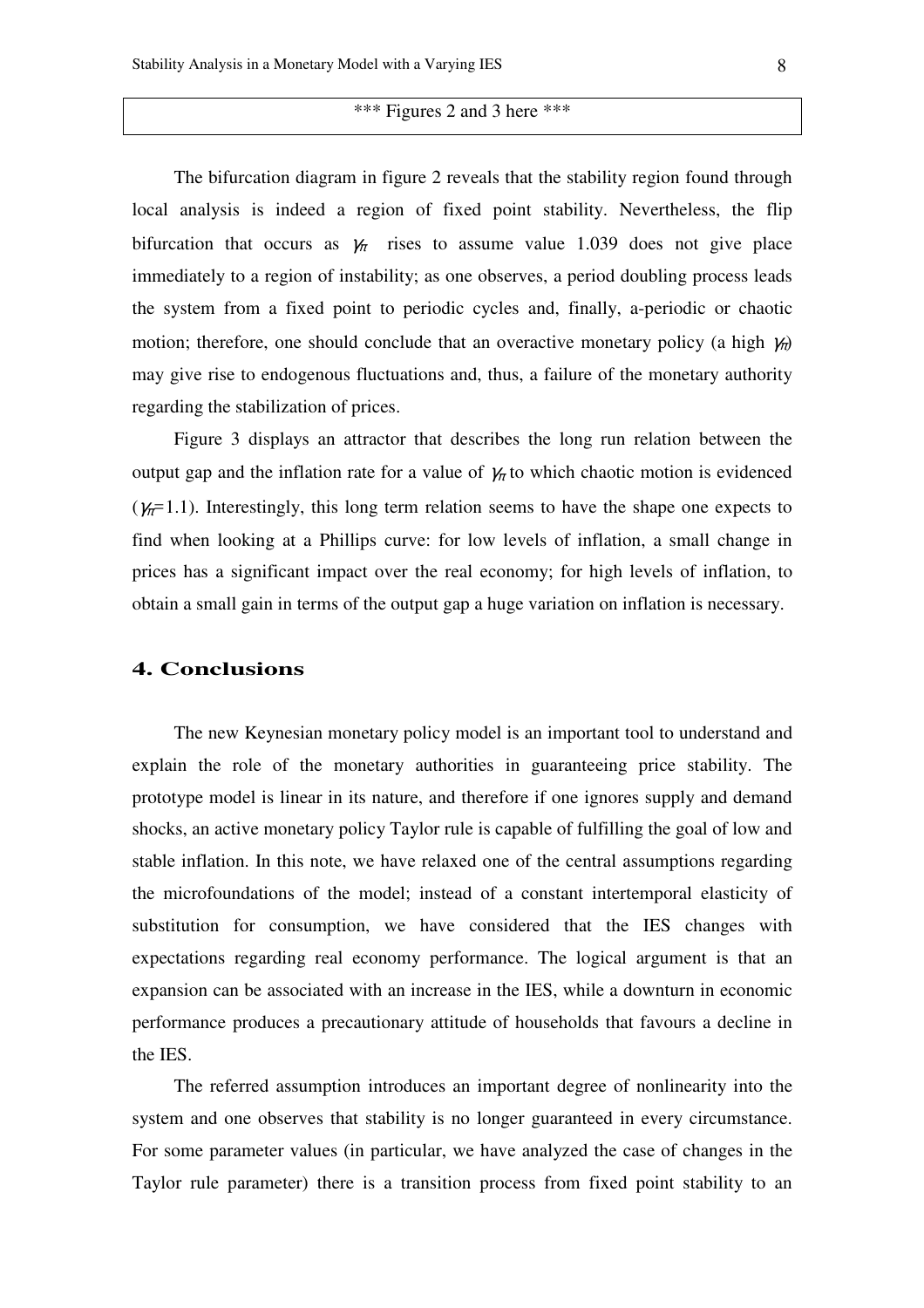*** Figures 2 and 3 here ***

The bifurcation diagram in figure 2 reveals that the stability region found through local analysis is indeed a region of fixed point stability. Nevertheless, the flip bifurcation that occurs as $\gamma_\pi$ rises to assume value 1.039 does not give place immediately to a region of instability; as one observes, a period doubling process leads the system from a fixed point to periodic cycles and, finally, a-periodic or chaotic motion; therefore, one should conclude that an overactive monetary policy (a high $\gamma_\pi$) may give rise to endogenous fluctuations and, thus, a failure of the monetary authority regarding the stabilization of prices.

Figure 3 displays an attractor that describes the long run relation between the output gap and the inflation rate for a value of $\gamma_\pi$ to which chaotic motion is evidenced ($\gamma_\pi$=1.1). Interestingly, this long term relation seems to have the shape one expects to find when looking at a Phillips curve: for low levels of inflation, a small change in prices has a significant impact over the real economy; for high levels of inflation, to obtain a small gain in terms of the output gap a huge variation on inflation is necessary.

## 4. Conclusions

The new Keynesian monetary policy model is an important tool to understand and explain the role of the monetary authorities in guaranteeing price stability. The prototype model is linear in its nature, and therefore if one ignores supply and demand shocks, an active monetary policy Taylor rule is capable of fulfilling the goal of low and stable inflation. In this note, we have relaxed one of the central assumptions regarding the microfoundations of the model; instead of a constant intertemporal elasticity of substitution for consumption, we have considered that the IES changes with expectations regarding real economy performance. The logical argument is that an expansion can be associated with an increase in the IES, while a downturn in economic performance produces a precautionary attitude of households that favours a decline in the IES.

The referred assumption introduces an important degree of nonlinearity into the system and one observes that stability is no longer guaranteed in every circumstance. For some parameter values (in particular, we have analyzed the case of changes in the Taylor rule parameter) there is a transition process from fixed point stability to an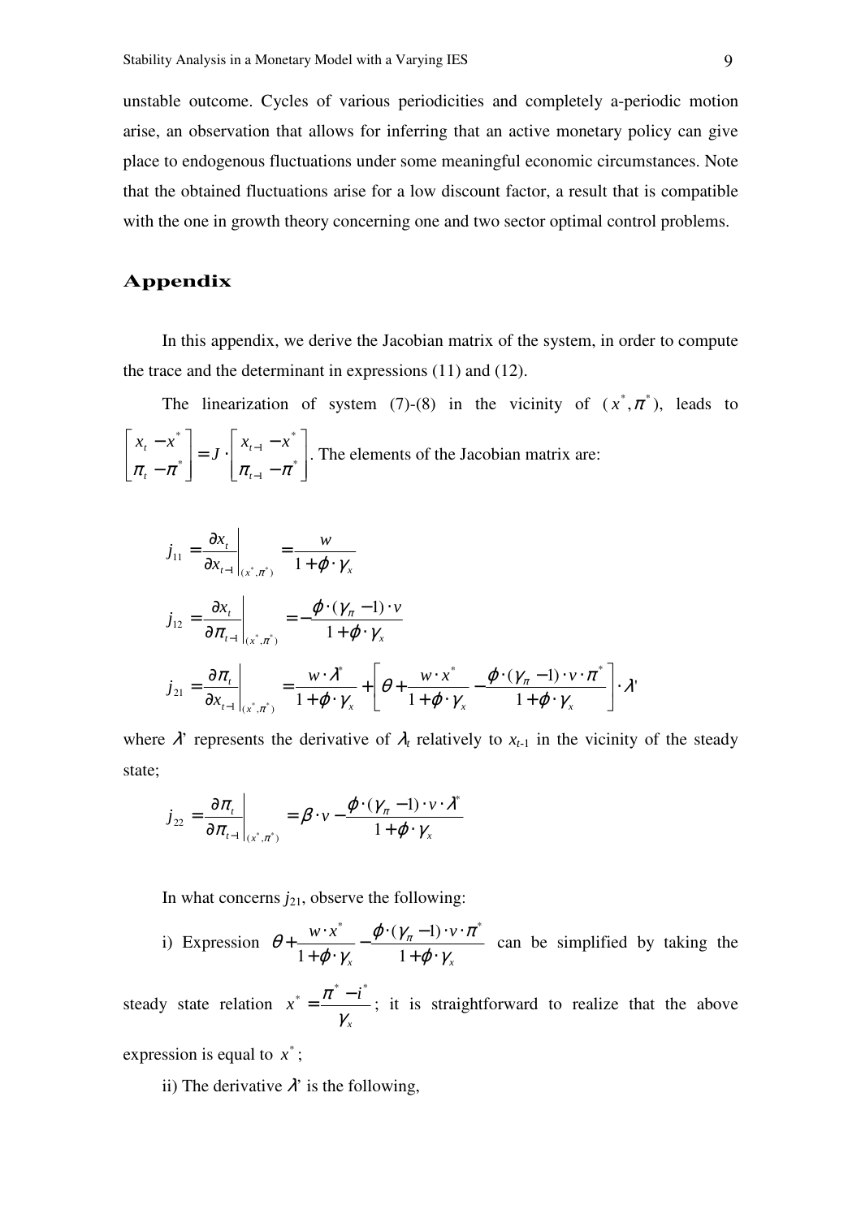unstable outcome. Cycles of various periodicities and completely a-periodic motion arise, an observation that allows for inferring that an active monetary policy can give place to endogenous fluctuations under some meaningful economic circumstances. Note that the obtained fluctuations arise for a low discount factor, a result that is compatible with the one in growth theory concerning one and two sector optimal control problems.

## Appendix

In this appendix, we derive the Jacobian matrix of the system, in order to compute the trace and the determinant in expressions (11) and (12).

The linearization of system (7)-(8) in the vicinity of ($x^*,\pi^*$), leads to $\begin{bmatrix} x_t - x^* \\ \pi_t - \pi^* \end{bmatrix} = J \cdot \begin{bmatrix} x_{t-1} - x^* \\ \pi_{t-1} - \pi^* \end{bmatrix}$. The elements of the Jacobian matrix are:

$$j_{11} = \left.\frac{\partial x_t}{\partial x_{t-1}}\right|_{(x^*,\pi^*)} = \frac{w}{1+\phi\cdot\gamma_x}$$

$$j_{12} = \left.\frac{\partial x_t}{\partial \pi_{t-1}}\right|_{(x^*,\pi^*)} = -\frac{\phi\cdot(\gamma_\pi - 1)\cdot v}{1+\phi\cdot\gamma_x}$$

$$j_{21} = \left.\frac{\partial \pi_t}{\partial x_{t-1}}\right|_{(x^*,\pi^*)} = \frac{w\cdot\lambda^*}{1+\phi\cdot\gamma_x} + \left[\theta + \frac{w\cdot x^*}{1+\phi\cdot\gamma_x} - \frac{\phi\cdot(\gamma_\pi - 1)\cdot v\cdot\pi^*}{1+\phi\cdot\gamma_x}\right]\cdot\lambda'$$

where $\lambda$' represents the derivative of $\lambda_t$ relatively to $x_{t-1}$ in the vicinity of the steady state;

$$j_{22} = \left.\frac{\partial \pi_t}{\partial \pi_{t-1}}\right|_{(x^*,\pi^*)} = \beta\cdot v - \frac{\phi\cdot(\gamma_\pi - 1)\cdot v\cdot\lambda^*}{1+\phi\cdot\gamma_x}$$

In what concerns $j_{21}$, observe the following:

i) Expression $\theta + \frac{w\cdot x^*}{1+\phi\cdot\gamma_x} - \frac{\phi\cdot(\gamma_\pi - 1)\cdot v\cdot\pi^*}{1+\phi\cdot\gamma_x}$ can be simplified by taking the steady state relation $x^* = \frac{\pi^* - i^*}{\gamma_x}$; it is straightforward to realize that the above expression is equal to $x^*$;

ii) The derivative $\lambda$' is the following,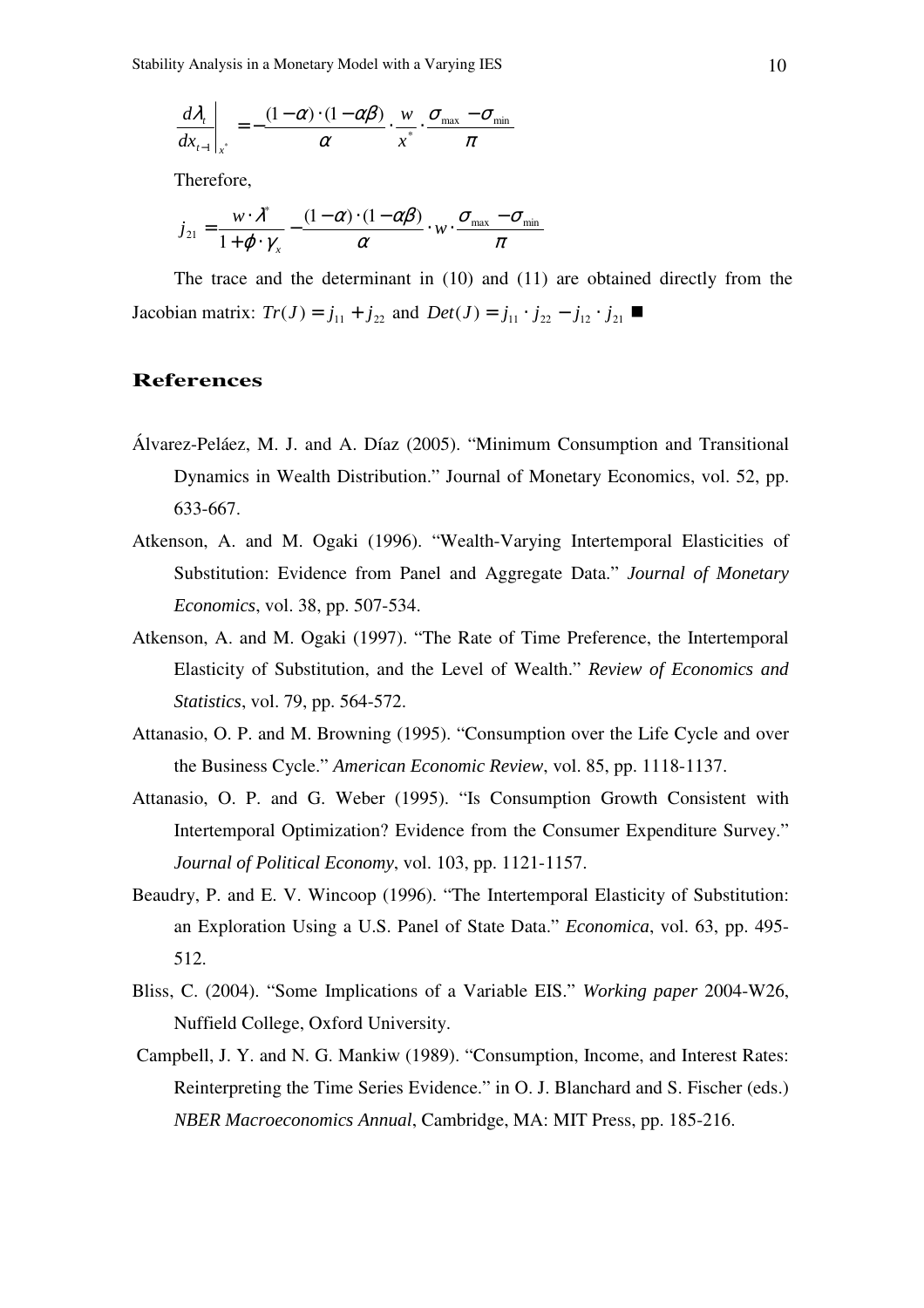$$\left.\frac{d\lambda_t}{dx_{t-1}}\right|_{x^*} = -\frac{(1-\alpha)\cdot(1-\alpha\beta)}{\alpha}\cdot\frac{w}{x^*}\cdot\frac{\sigma_{\max}-\sigma_{\min}}{\pi}$$

Therefore,

$$j_{21} = \frac{w\cdot\lambda^*}{1+\varphi\cdot\gamma_x} - \frac{(1-\alpha)\cdot(1-\alpha\beta)}{\alpha}\cdot w\cdot\frac{\sigma_{\max}-\sigma_{\min}}{\pi}$$

The trace and the determinant in (10) and (11) are obtained directly from the Jacobian matrix: $Tr(J) = j_{11} + j_{22}$ and $Det(J) = j_{11}\cdot j_{22} - j_{12}\cdot j_{21}$ ■

## References

Álvarez-Peláez, M. J. and A. Díaz (2005). "Minimum Consumption and Transitional Dynamics in Wealth Distribution." Journal of Monetary Economics, vol. 52, pp. 633-667.

Atkenson, A. and M. Ogaki (1996). "Wealth-Varying Intertemporal Elasticities of Substitution: Evidence from Panel and Aggregate Data." *Journal of Monetary Economics*, vol. 38, pp. 507-534.

Atkenson, A. and M. Ogaki (1997). "The Rate of Time Preference, the Intertemporal Elasticity of Substitution, and the Level of Wealth." *Review of Economics and Statistics*, vol. 79, pp. 564-572.

Attanasio, O. P. and M. Browning (1995). "Consumption over the Life Cycle and over the Business Cycle." *American Economic Review*, vol. 85, pp. 1118-1137.

Attanasio, O. P. and G. Weber (1995). "Is Consumption Growth Consistent with Intertemporal Optimization? Evidence from the Consumer Expenditure Survey." *Journal of Political Economy*, vol. 103, pp. 1121-1157.

Beaudry, P. and E. V. Wincoop (1996). "The Intertemporal Elasticity of Substitution: an Exploration Using a U.S. Panel of State Data." *Economica*, vol. 63, pp. 495-512.

Bliss, C. (2004). "Some Implications of a Variable EIS." *Working paper* 2004-W26, Nuffield College, Oxford University.

Campbell, J. Y. and N. G. Mankiw (1989). "Consumption, Income, and Interest Rates: Reinterpreting the Time Series Evidence." in O. J. Blanchard and S. Fischer (eds.) *NBER Macroeconomics Annual*, Cambridge, MA: MIT Press, pp. 185-216.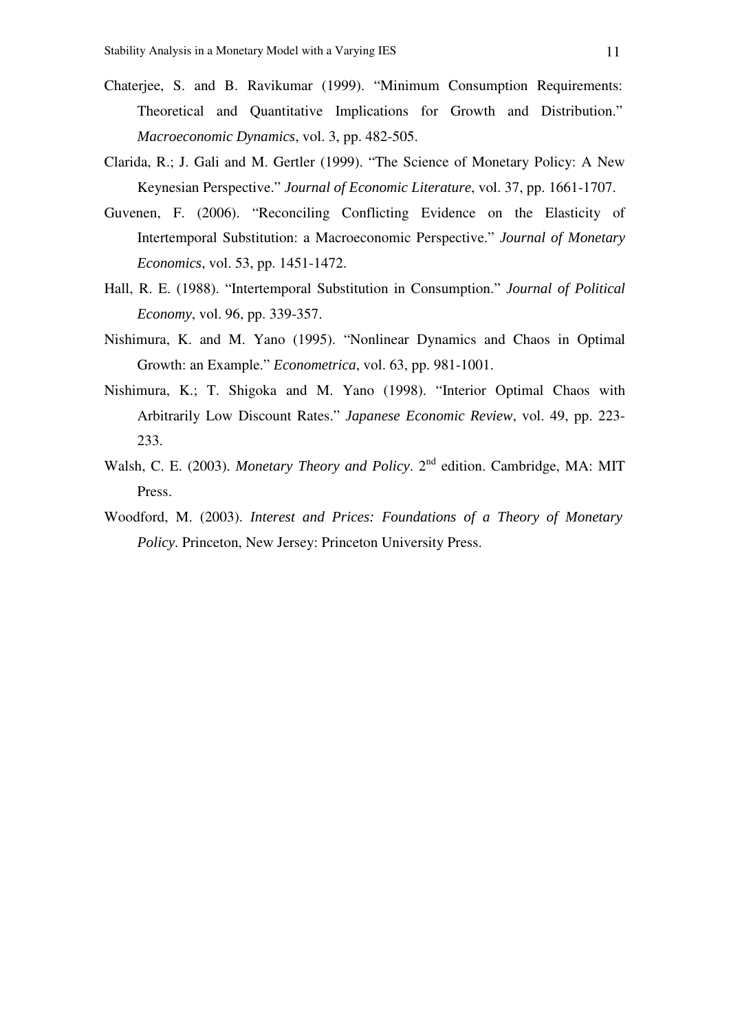Chaterjee, S. and B. Ravikumar (1999). "Minimum Consumption Requirements: Theoretical and Quantitative Implications for Growth and Distribution." *Macroeconomic Dynamics*, vol. 3, pp. 482-505.

Clarida, R.; J. Gali and M. Gertler (1999). "The Science of Monetary Policy: A New Keynesian Perspective." *Journal of Economic Literature*, vol. 37, pp. 1661-1707.

Guvenen, F. (2006). "Reconciling Conflicting Evidence on the Elasticity of Intertemporal Substitution: a Macroeconomic Perspective." *Journal of Monetary Economics*, vol. 53, pp. 1451-1472.

Hall, R. E. (1988). "Intertemporal Substitution in Consumption." *Journal of Political Economy*, vol. 96, pp. 339-357.

Nishimura, K. and M. Yano (1995). "Nonlinear Dynamics and Chaos in Optimal Growth: an Example." *Econometrica*, vol. 63, pp. 981-1001.

Nishimura, K.; T. Shigoka and M. Yano (1998). "Interior Optimal Chaos with Arbitrarily Low Discount Rates." *Japanese Economic Review*, vol. 49, pp. 223-233.

Walsh, C. E. (2003). *Monetary Theory and Policy*. 2nd edition. Cambridge, MA: MIT Press.

Woodford, M. (2003). *Interest and Prices: Foundations of a Theory of Monetary Policy*. Princeton, New Jersey: Princeton University Press.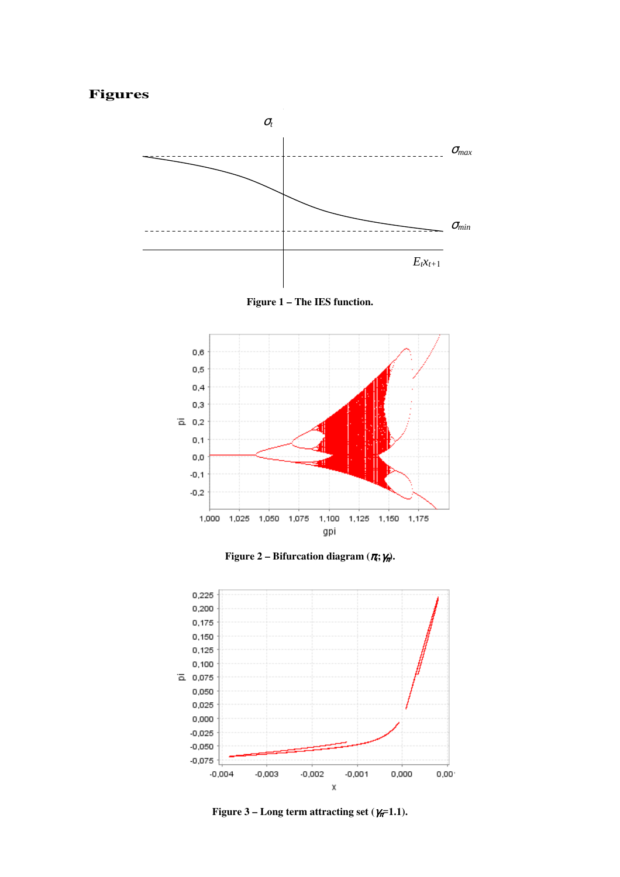# Figures

$\sigma_t$

$\sigma_{max}$

$\sigma_{min}$

$E_t x_{t+1}$

**Figure 1 – The IES function.**

0,6
0,5
0,4
0,3
0,2
0,1
0,0
-0,1
-0,2

pi

1,000 1,025 1,050 1,075 1,100 1,125 1,150 1,175

gpi

**Figure 2 – Bifurcation diagram ($\pi_t$; $\gamma_\pi$).**

0,225
0,200
0,175
0,150
0,125
0,100
0,075
0,050
0,025
0,000
-0,025
-0,050
-0,075

pi

-0,004 -0,003 -0,002 -0,001 0,000 0,00

x

**Figure 3 – Long term attracting set ($\gamma_\pi$=1.1).**